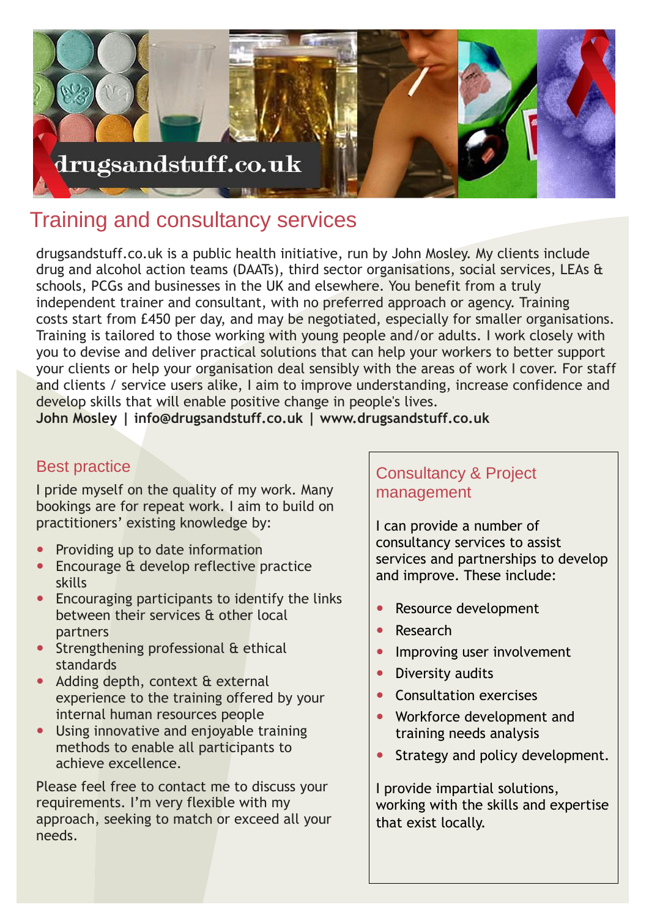drugsandstuff.co.uk

# Training and consultancy services

drugsandstuff.co.uk is a public health initiative, run by John Mosley. My clients include drug and alcohol action teams (DAATs), third sector organisations, social services, LEAs & schools, PCGs and businesses in the UK and elsewhere. You benefit from a truly independent trainer and consultant, with no preferred approach or agency. Training costs start from £450 per day, and may be negotiated, especially for smaller organisations. Training is tailored to those working with young people and/or adults. I work closely with you to devise and deliver practical solutions that can help your workers to better support your clients or help your organisation deal sensibly with the areas of work I cover. For staff and clients / service users alike, I aim to improve understanding, increase confidence and develop skills that will enable positive change in people's lives.

**John Mosley | info@drugsandstuff.co.uk | www.drugsandstuff.co.uk**

## Best practice

I pride myself on the quality of my work. Many bookings are for repeat work. I aim to build on practitioners' existing knowledge by:

- Providing up to date information
- Encourage & develop reflective practice skills
- Encouraging participants to identify the links between their services & other local partners
- Strengthening professional & ethical standards
- Adding depth, context & external experience to the training offered by your internal human resources people
- Using innovative and enjoyable training methods to enable all participants to achieve excellence.

Please feel free to contact me to discuss your requirements. I'm very flexible with my approach, seeking to match or exceed all your needs.

## Consultancy & Project management

I can provide a number of consultancy services to assist services and partnerships to develop and improve. These include:

- Resource development
- Research
- Improving user involvement
- Diversity audits
- Consultation exercises
- Workforce development and training needs analysis
- Strategy and policy development.

I provide impartial solutions, working with the skills and expertise that exist locally.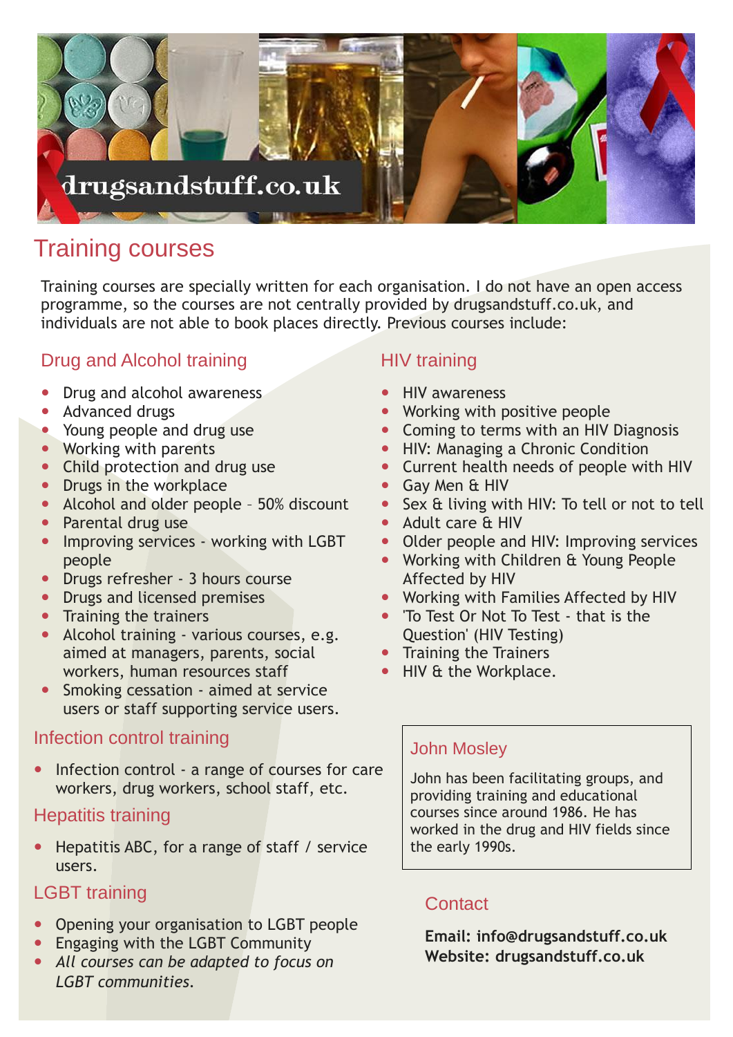drugsandstuff.co.uk

# Training courses

Training courses are specially written for each organisation. I do not have an open access programme, so the courses are not centrally provided by drugsandstuff.co.uk, and individuals are not able to book places directly. Previous courses include:

## Drug and Alcohol training

- Drug and alcohol awareness
- Advanced drugs
- Young people and drug use
- Working with parents
- Child protection and drug use
- Drugs in the workplace
- Alcohol and older people – 50% discount
- Parental drug use
- Improving services - working with LGBT people
- Drugs refresher - 3 hours course
- Drugs and licensed premises
- Training the trainers
- Alcohol training - various courses, e.g. aimed at managers, parents, social workers, human resources staff
- Smoking cessation - aimed at service users or staff supporting service users.

## Infection control training

- Infection control - a range of courses for care workers, drug workers, school staff, etc.

## Hepatitis training

- Hepatitis ABC, for a range of staff / service users.

## LGBT training

- Opening your organisation to LGBT people
- Engaging with the LGBT Community
- *All courses can be adapted to focus on LGBT communities.*

## HIV training

- HIV awareness
- Working with positive people
- Coming to terms with an HIV Diagnosis
- HIV: Managing a Chronic Condition
- Current health needs of people with HIV
- Gay Men & HIV
- Sex & living with HIV: To tell or not to tell
- Adult care & HIV
- Older people and HIV: Improving services
- Working with Children & Young People Affected by HIV
- Working with Families Affected by HIV
- 'To Test Or Not To Test - that is the Question' (HIV Testing)
- Training the Trainers
- HIV & the Workplace.

## John Mosley

John has been facilitating groups, and providing training and educational courses since around 1986. He has worked in the drug and HIV fields since the early 1990s.

## Contact

**Email: info@drugsandstuff.co.uk**
**Website: drugsandstuff.co.uk**